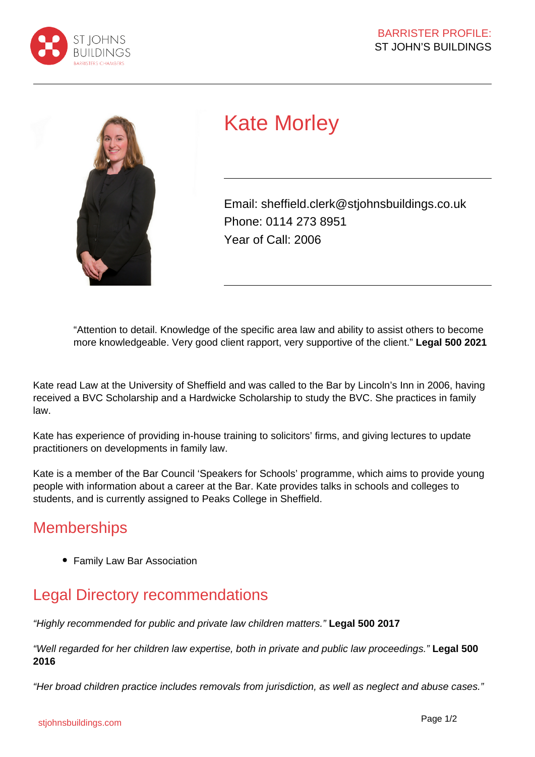# Kate Morley

Email: sheffield.clerk@stjohnsbuildings.co.uk
Phone: 0114 273 8951
Year of Call: 2006

> "Attention to detail. Knowledge of the specific area law and ability to assist others to become more knowledgeable. Very good client rapport, very supportive of the client." **Legal 500 2021**

Kate read Law at the University of Sheffield and was called to the Bar by Lincoln's Inn in 2006, having received a BVC Scholarship and a Hardwicke Scholarship to study the BVC. She practices in family law.

Kate has experience of providing in-house training to solicitors' firms, and giving lectures to update practitioners on developments in family law.

Kate is a member of the Bar Council 'Speakers for Schools' programme, which aims to provide young people with information about a career at the Bar. Kate provides talks in schools and colleges to students, and is currently assigned to Peaks College in Sheffield.

## Memberships

- Family Law Bar Association

## Legal Directory recommendations

*"Highly recommended for public and private law children matters."* **Legal 500 2017**

*"Well regarded for her children law expertise, both in private and public law proceedings."* **Legal 500 2016**

*"Her broad children practice includes removals from jurisdiction, as well as neglect and abuse cases."*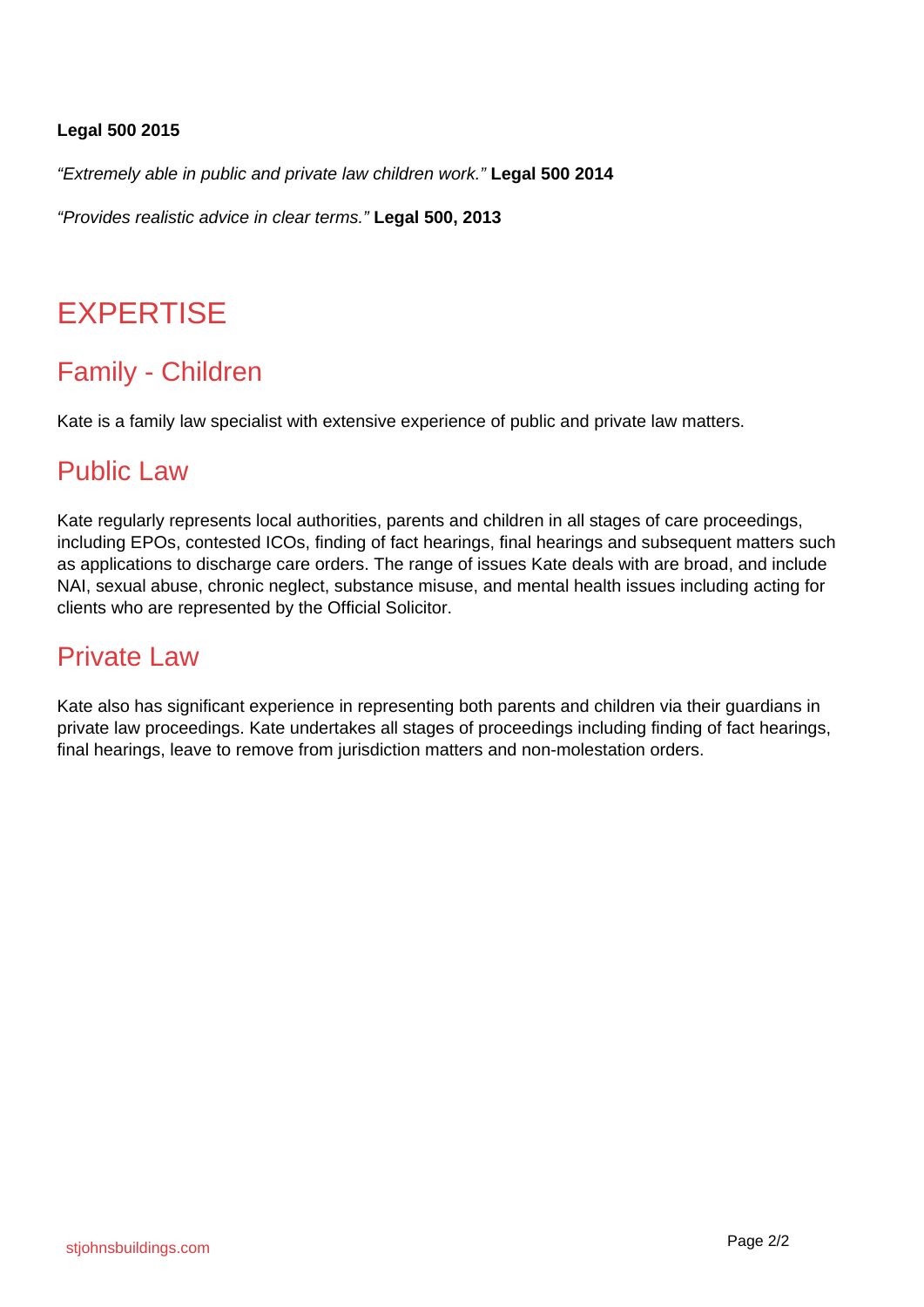**Legal 500 2015**

*"Extremely able in public and private law children work."* **Legal 500 2014**

*"Provides realistic advice in clear terms."* **Legal 500, 2013**

# EXPERTISE

## Family - Children

Kate is a family law specialist with extensive experience of public and private law matters.

## Public Law

Kate regularly represents local authorities, parents and children in all stages of care proceedings, including EPOs, contested ICOs, finding of fact hearings, final hearings and subsequent matters such as applications to discharge care orders. The range of issues Kate deals with are broad, and include NAI, sexual abuse, chronic neglect, substance misuse, and mental health issues including acting for clients who are represented by the Official Solicitor.

## Private Law

Kate also has significant experience in representing both parents and children via their guardians in private law proceedings. Kate undertakes all stages of proceedings including finding of fact hearings, final hearings, leave to remove from jurisdiction matters and non-molestation orders.